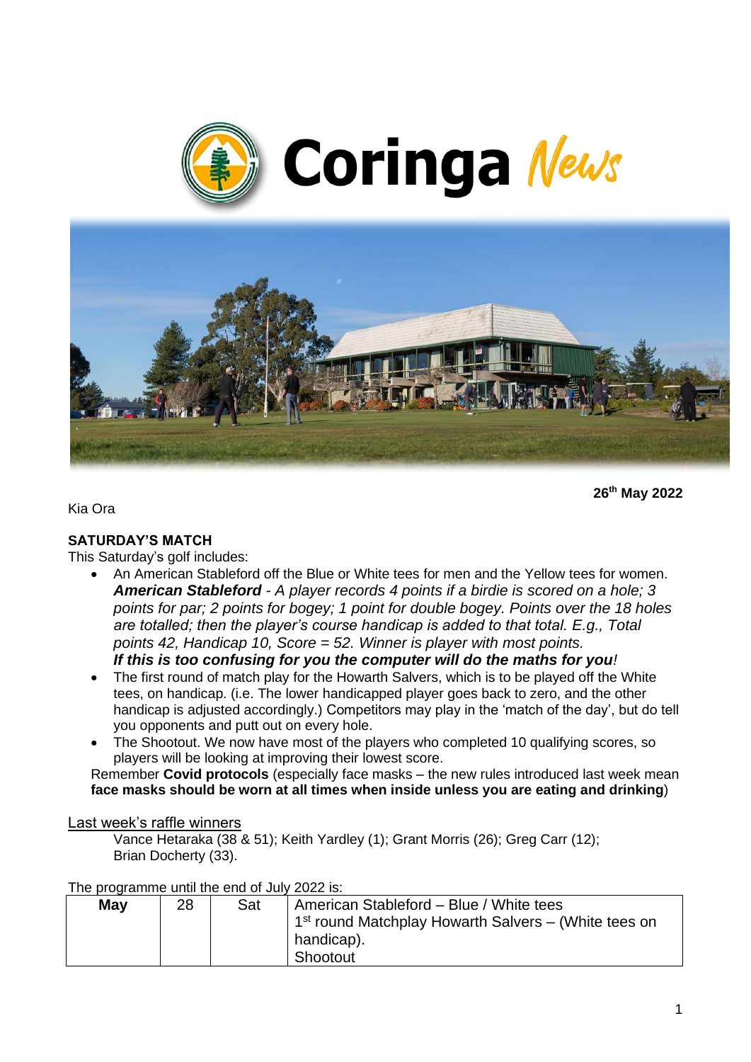# Coringa News

26th May 2022

Kia Ora

## SATURDAY'S MATCH

This Saturday's golf includes:

- An American Stableford off the Blue or White tees for men and the Yellow tees for women. ***American Stableford*** *- A player records 4 points if a birdie is scored on a hole; 3 points for par; 2 points for bogey; 1 point for double bogey. Points over the 18 holes are totalled; then the player's course handicap is added to that total. E.g., Total points 42, Handicap 10, Score = 52. Winner is player with most points.* ***If this is too confusing for you the computer will do the maths for you****!*
- The first round of match play for the Howarth Salvers, which is to be played off the White tees, on handicap. (i.e. The lower handicapped player goes back to zero, and the other handicap is adjusted accordingly.) Competitors may play in the 'match of the day', but do tell you opponents and putt out on every hole.
- The Shootout. We now have most of the players who completed 10 qualifying scores, so players will be looking at improving their lowest score.

Remember **Covid protocols** (especially face masks – the new rules introduced last week mean **face masks should be worn at all times when inside unless you are eating and drinking**)

Last week's raffle winners

Vance Hetaraka (38 & 51); Keith Yardley (1); Grant Morris (26); Greg Carr (12); Brian Docherty (33).

The programme until the end of July 2022 is:

| **May** | 28 | Sat | American Stableford – Blue / White tees<br>1st round Matchplay Howarth Salvers – (White tees on handicap).<br>Shootout |
|---|---|---|---|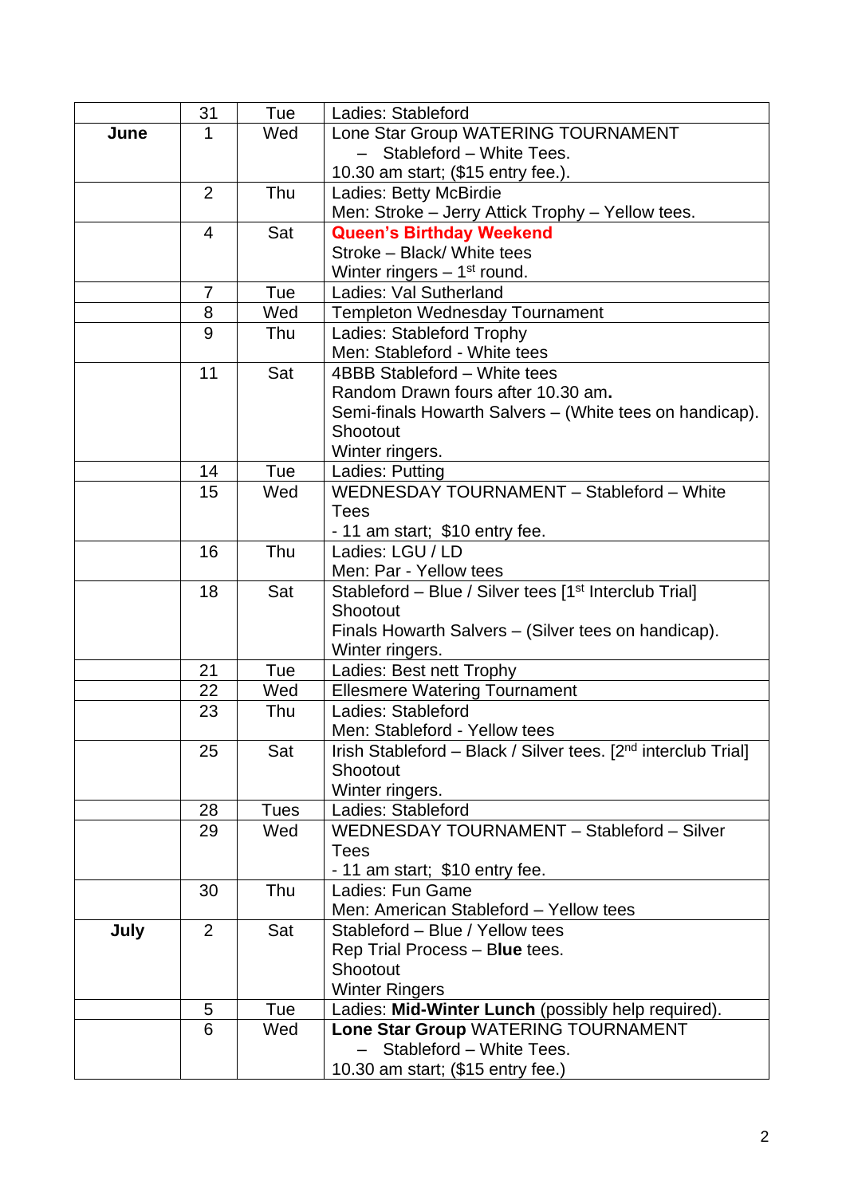|  | 31 | Tue | Ladies: Stableford |
|---|---|---|---|
| **June** | 1 | Wed | Lone Star Group WATERING TOURNAMENT<br>– Stableford – White Tees.<br>10.30 am start; ($15 entry fee.). |
|  | 2 | Thu | Ladies: Betty McBirdie<br>Men: Stroke – Jerry Attick Trophy – Yellow tees. |
|  | 4 | Sat | **Queen's Birthday Weekend**<br>Stroke – Black/ White tees<br>Winter ringers – 1st round. |
|  | 7 | Tue | Ladies: Val Sutherland |
|  | 8 | Wed | Templeton Wednesday Tournament |
|  | 9 | Thu | Ladies: Stableford Trophy<br>Men: Stableford - White tees |
|  | 11 | Sat | 4BBB Stableford – White tees<br>Random Drawn fours after 10.30 am**.**<br>Semi-finals Howarth Salvers – (White tees on handicap).<br>Shootout<br>Winter ringers. |
|  | 14 | Tue | Ladies: Putting |
|  | 15 | Wed | WEDNESDAY TOURNAMENT – Stableford – White Tees<br>- 11 am start; $10 entry fee. |
|  | 16 | Thu | Ladies: LGU / LD<br>Men: Par - Yellow tees |
|  | 18 | Sat | Stableford – Blue / Silver tees [1st Interclub Trial]<br>Shootout<br>Finals Howarth Salvers – (Silver tees on handicap).<br>Winter ringers. |
|  | 21 | Tue | Ladies: Best nett Trophy |
|  | 22 | Wed | Ellesmere Watering Tournament |
|  | 23 | Thu | Ladies: Stableford<br>Men: Stableford - Yellow tees |
|  | 25 | Sat | Irish Stableford – Black / Silver tees. [2nd interclub Trial]<br>Shootout<br>Winter ringers. |
|  | 28 | Tues | Ladies: Stableford |
|  | 29 | Wed | WEDNESDAY TOURNAMENT – Stableford – Silver Tees<br>- 11 am start; $10 entry fee. |
|  | 30 | Thu | Ladies: Fun Game<br>Men: American Stableford – Yellow tees |
| **July** | 2 | Sat | Stableford – Blue / Yellow tees<br>Rep Trial Process – B**lue** tees.<br>Shootout<br>Winter Ringers |
|  | 5 | Tue | Ladies: **Mid-Winter Lunch** (possibly help required). |
|  | 6 | Wed | **Lone Star Group** WATERING TOURNAMENT<br>– Stableford – White Tees.<br>10.30 am start; ($15 entry fee.) |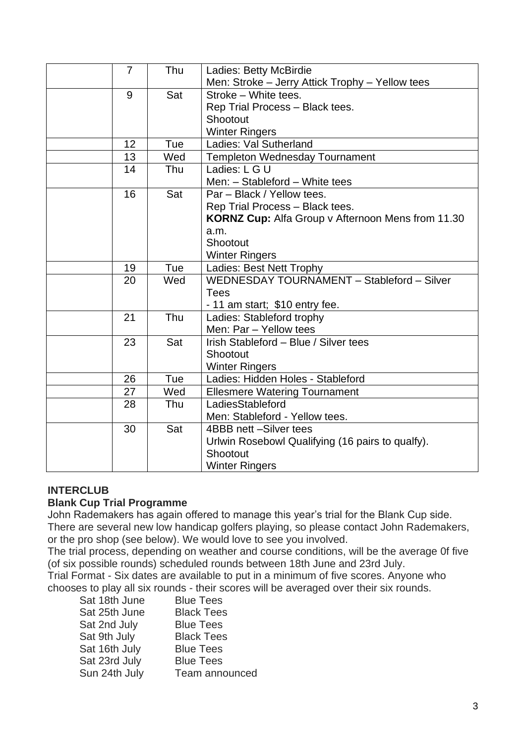| | | | |
|---|---|---|---|
| | 7 | Thu | Ladies: Betty McBirdie<br>Men: Stroke – Jerry Attick Trophy – Yellow tees |
| | 9 | Sat | Stroke – White tees.<br>Rep Trial Process – Black tees.<br>Shootout<br>Winter Ringers |
| | 12 | Tue | Ladies: Val Sutherland |
| | 13 | Wed | Templeton Wednesday Tournament |
| | 14 | Thu | Ladies: L G U<br>Men: – Stableford – White tees |
| | 16 | Sat | Par – Black / Yellow tees.<br>Rep Trial Process – Black tees.<br>**KORNZ Cup:** Alfa Group v Afternoon Mens from 11.30 a.m.<br>Shootout<br>Winter Ringers |
| | 19 | Tue | Ladies: Best Nett Trophy |
| | 20 | Wed | WEDNESDAY TOURNAMENT – Stableford – Silver Tees<br>- 11 am start; $10 entry fee. |
| | 21 | Thu | Ladies: Stableford trophy<br>Men: Par – Yellow tees |
| | 23 | Sat | Irish Stableford – Blue / Silver tees<br>Shootout<br>Winter Ringers |
| | 26 | Tue | Ladies: Hidden Holes - Stableford |
| | 27 | Wed | Ellesmere Watering Tournament |
| | 28 | Thu | LadiesStableford<br>Men: Stableford - Yellow tees. |
| | 30 | Sat | 4BBB nett –Silver tees<br>Urlwin Rosebowl Qualifying (16 pairs to qualfy).<br>Shootout<br>Winter Ringers |

**INTERCLUB**

**Blank Cup Trial Programme**

John Rademakers has again offered to manage this year's trial for the Blank Cup side. There are several new low handicap golfers playing, so please contact John Rademakers, or the pro shop (see below). We would love to see you involved.

The trial process, depending on weather and course conditions, will be the average 0f five (of six possible rounds) scheduled rounds between 18th June and 23rd July.

Trial Format - Six dates are available to put in a minimum of five scores. Anyone who chooses to play all six rounds - their scores will be averaged over their six rounds.

| | |
|---|---|
| Sat 18th June | Blue Tees |
| Sat 25th June | Black Tees |
| Sat 2nd July | Blue Tees |
| Sat 9th July | Black Tees |
| Sat 16th July | Blue Tees |
| Sat 23rd July | Blue Tees |
| Sun 24th July | Team announced |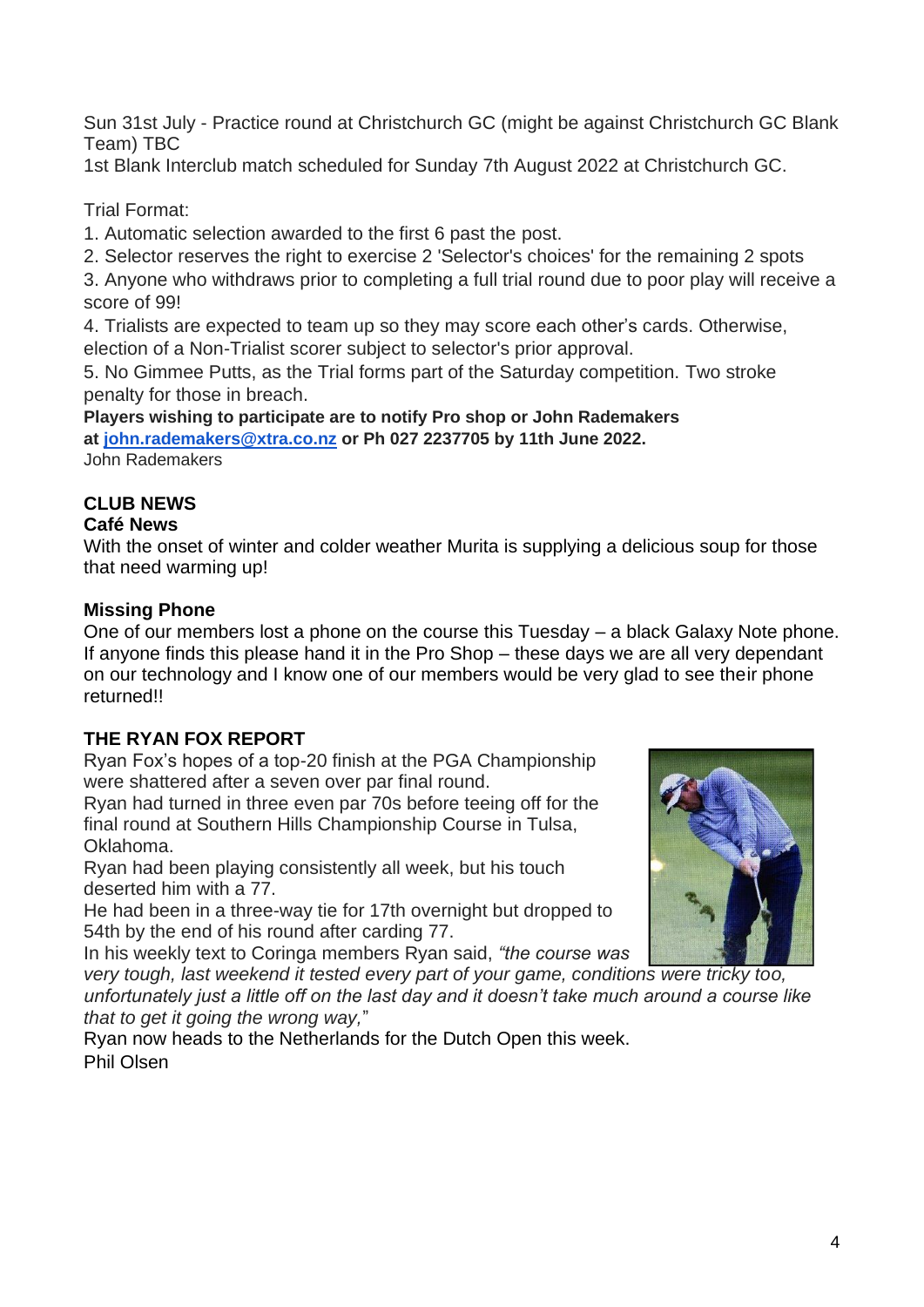Sun 31st July - Practice round at Christchurch GC (might be against Christchurch GC Blank Team) TBC
1st Blank Interclub match scheduled for Sunday 7th August 2022 at Christchurch GC.

Trial Format:

1. Automatic selection awarded to the first 6 past the post.
2. Selector reserves the right to exercise 2 'Selector's choices' for the remaining 2 spots
3. Anyone who withdraws prior to completing a full trial round due to poor play will receive a score of 99!
4. Trialists are expected to team up so they may score each other's cards. Otherwise, election of a Non-Trialist scorer subject to selector's prior approval.
5. No Gimmee Putts, as the Trial forms part of the Saturday competition. Two stroke penalty for those in breach.

**Players wishing to participate are to notify Pro shop or John Rademakers at [john.rademakers@xtra.co.nz](mailto:john.rademakers@xtra.co.nz) or Ph 027 2237705 by 11th June 2022.**
John Rademakers

## CLUB NEWS

### Café News

With the onset of winter and colder weather Murita is supplying a delicious soup for those that need warming up!

### Missing Phone

One of our members lost a phone on the course this Tuesday – a black Galaxy Note phone. If anyone finds this please hand it in the Pro Shop – these days we are all very dependant on our technology and I know one of our members would be very glad to see their phone returned!!

## THE RYAN FOX REPORT

Ryan Fox's hopes of a top-20 finish at the PGA Championship were shattered after a seven over par final round.
Ryan had turned in three even par 70s before teeing off for the final round at Southern Hills Championship Course in Tulsa, Oklahoma.
Ryan had been playing consistently all week, but his touch deserted him with a 77.
He had been in a three-way tie for 17th overnight but dropped to 54th by the end of his round after carding 77.
In his weekly text to Coringa members Ryan said, *"the course was very tough, last weekend it tested every part of your game, conditions were tricky too, unfortunately just a little off on the last day and it doesn't take much around a course like that to get it going the wrong way,"*
Ryan now heads to the Netherlands for the Dutch Open this week.
Phil Olsen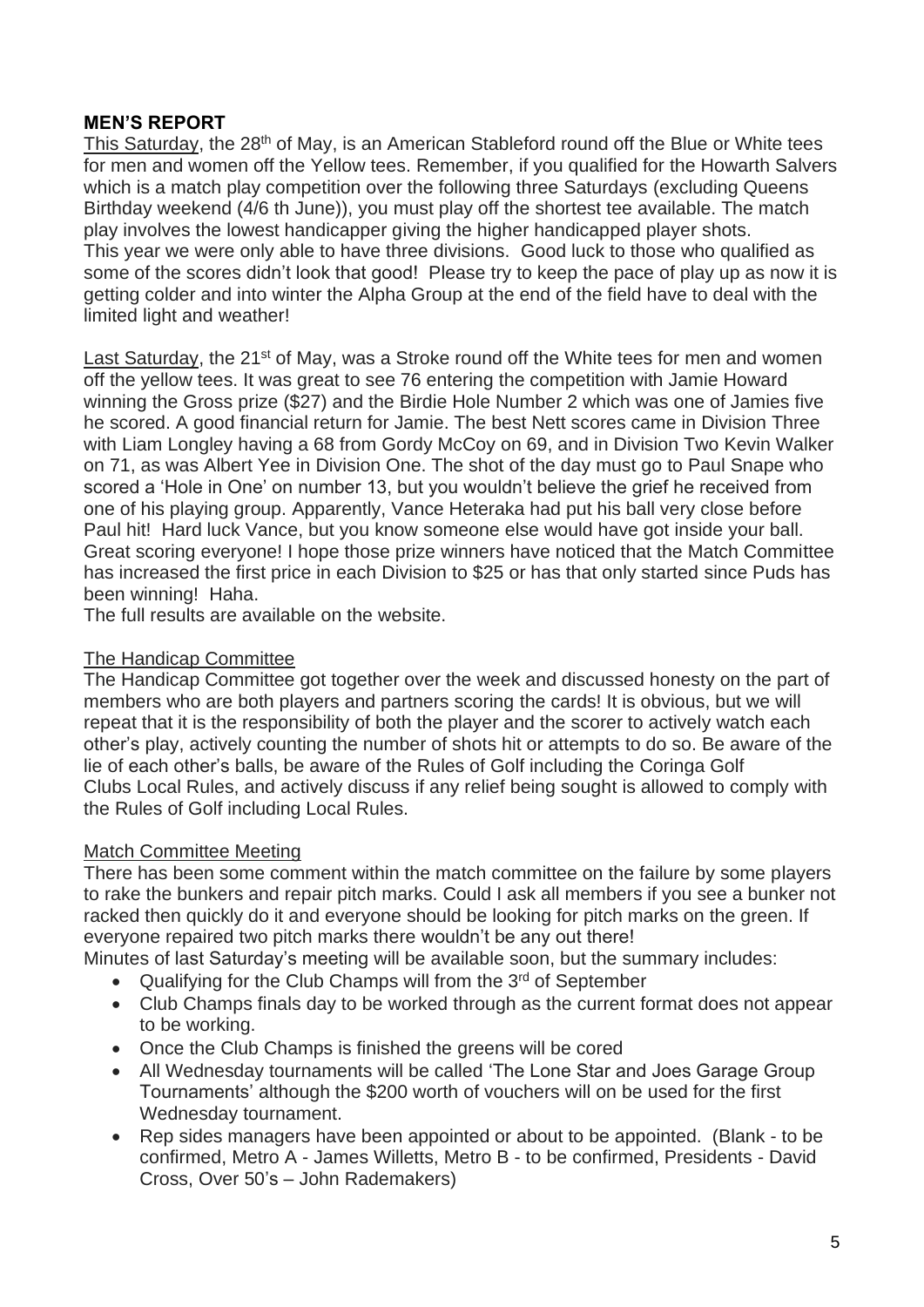**MEN'S REPORT**

<u>This Saturday</u>, the 28th of May, is an American Stableford round off the Blue or White tees for men and women off the Yellow tees. Remember, if you qualified for the Howarth Salvers which is a match play competition over the following three Saturdays (excluding Queens Birthday weekend (4/6 th June)), you must play off the shortest tee available. The match play involves the lowest handicapper giving the higher handicapped player shots.
This year we were only able to have three divisions. Good luck to those who qualified as some of the scores didn't look that good! Please try to keep the pace of play up as now it is getting colder and into winter the Alpha Group at the end of the field have to deal with the limited light and weather!

<u>Last Saturday</u>, the 21st of May, was a Stroke round off the White tees for men and women off the yellow tees. It was great to see 76 entering the competition with Jamie Howard winning the Gross prize ($27) and the Birdie Hole Number 2 which was one of Jamies five he scored. A good financial return for Jamie. The best Nett scores came in Division Three with Liam Longley having a 68 from Gordy McCoy on 69, and in Division Two Kevin Walker on 71, as was Albert Yee in Division One. The shot of the day must go to Paul Snape who scored a 'Hole in One' on number 13, but you wouldn't believe the grief he received from one of his playing group. Apparently, Vance Heteraka had put his ball very close before Paul hit! Hard luck Vance, but you know someone else would have got inside your ball. Great scoring everyone! I hope those prize winners have noticed that the Match Committee has increased the first price in each Division to $25 or has that only started since Puds has been winning! Haha.
The full results are available on the website.

<u>The Handicap Committee</u>

The Handicap Committee got together over the week and discussed honesty on the part of members who are both players and partners scoring the cards! It is obvious, but we will repeat that it is the responsibility of both the player and the scorer to actively watch each other's play, actively counting the number of shots hit or attempts to do so. Be aware of the lie of each other's balls, be aware of the Rules of Golf including the Coringa Golf Clubs Local Rules, and actively discuss if any relief being sought is allowed to comply with the Rules of Golf including Local Rules.

<u>Match Committee Meeting</u>

There has been some comment within the match committee on the failure by some players to rake the bunkers and repair pitch marks. Could I ask all members if you see a bunker not racked then quickly do it and everyone should be looking for pitch marks on the green. If everyone repaired two pitch marks there wouldn't be any out there!
Minutes of last Saturday's meeting will be available soon, but the summary includes:

- Qualifying for the Club Champs will from the 3rd of September
- Club Champs finals day to be worked through as the current format does not appear to be working.
- Once the Club Champs is finished the greens will be cored
- All Wednesday tournaments will be called 'The Lone Star and Joes Garage Group Tournaments' although the $200 worth of vouchers will on be used for the first Wednesday tournament.
- Rep sides managers have been appointed or about to be appointed. (Blank - to be confirmed, Metro A - James Willetts, Metro B - to be confirmed, Presidents - David Cross, Over 50's – John Rademakers)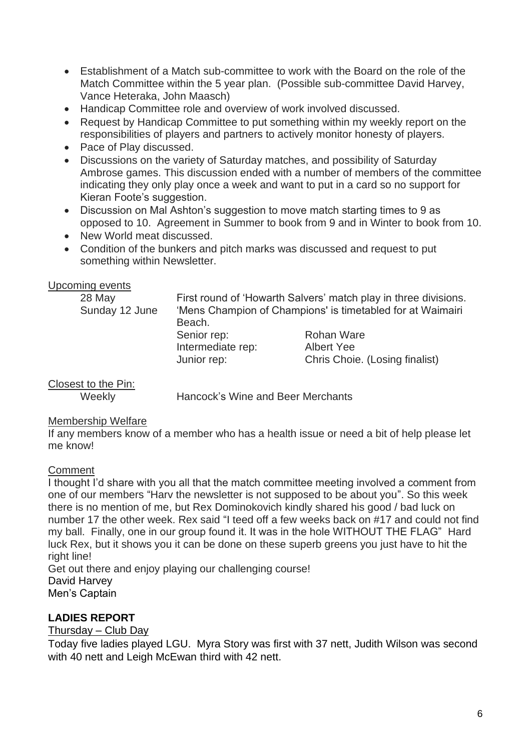- Establishment of a Match sub-committee to work with the Board on the role of the Match Committee within the 5 year plan. (Possible sub-committee David Harvey, Vance Heteraka, John Maasch)
- Handicap Committee role and overview of work involved discussed.
- Request by Handicap Committee to put something within my weekly report on the responsibilities of players and partners to actively monitor honesty of players.
- Pace of Play discussed.
- Discussions on the variety of Saturday matches, and possibility of Saturday Ambrose games. This discussion ended with a number of members of the committee indicating they only play once a week and want to put in a card so no support for Kieran Foote's suggestion.
- Discussion on Mal Ashton's suggestion to move match starting times to 9 as opposed to 10. Agreement in Summer to book from 9 and in Winter to book from 10.
- New World meat discussed.
- Condition of the bunkers and pitch marks was discussed and request to put something within Newsletter.

Upcoming events

28 May — First round of 'Howarth Salvers' match play in three divisions.

Sunday 12 June — 'Mens Champion of Champions' is timetabled for at Waimairi Beach.

| | |
|---|---|
| Senior rep: | Rohan Ware |
| Intermediate rep: | Albert Yee |
| Junior rep: | Chris Choie. (Losing finalist) |

Closest to the Pin:

Weekly — Hancock's Wine and Beer Merchants

Membership Welfare

If any members know of a member who has a health issue or need a bit of help please let me know!

Comment

I thought I'd share with you all that the match committee meeting involved a comment from one of our members "Harv the newsletter is not supposed to be about you". So this week there is no mention of me, but Rex Dominokovich kindly shared his good / bad luck on number 17 the other week. Rex said "I teed off a few weeks back on #17 and could not find my ball. Finally, one in our group found it. It was in the hole WITHOUT THE FLAG" Hard luck Rex, but it shows you it can be done on these superb greens you just have to hit the right line!

Get out there and enjoy playing our challenging course!

David Harvey
Men's Captain

## LADIES REPORT

Thursday – Club Day

Today five ladies played LGU. Myra Story was first with 37 nett, Judith Wilson was second with 40 nett and Leigh McEwan third with 42 nett.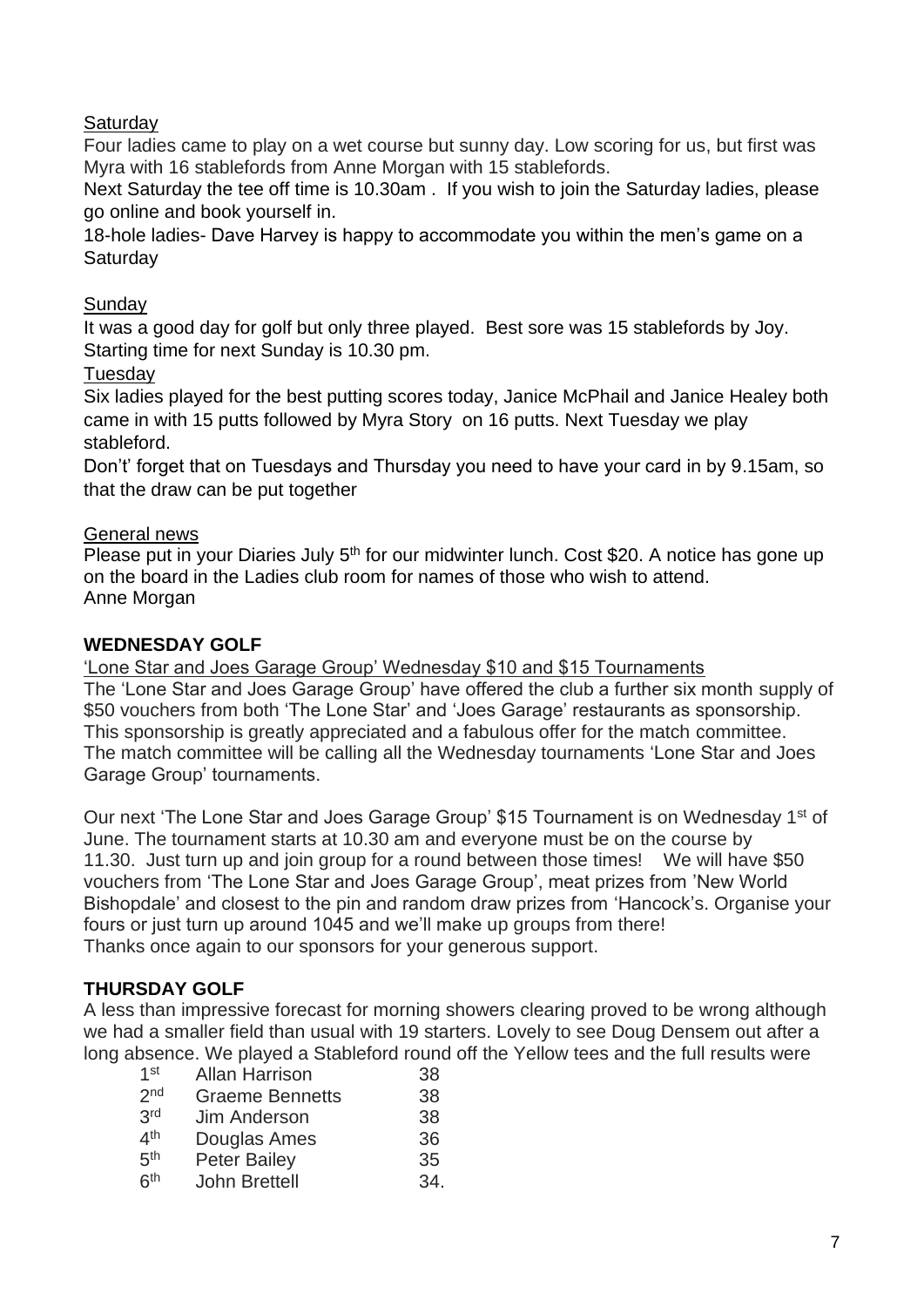Saturday

Four ladies came to play on a wet course but sunny day. Low scoring for us, but first was Myra with 16 stablefords from Anne Morgan with 15 stablefords.

Next Saturday the tee off time is 10.30am . If you wish to join the Saturday ladies, please go online and book yourself in.

18-hole ladies- Dave Harvey is happy to accommodate you within the men's game on a Saturday

Sunday

It was a good day for golf but only three played. Best sore was 15 stablefords by Joy. Starting time for next Sunday is 10.30 pm.

Tuesday

Six ladies played for the best putting scores today, Janice McPhail and Janice Healey both came in with 15 putts followed by Myra Story on 16 putts. Next Tuesday we play stableford.

Don't' forget that on Tuesdays and Thursday you need to have your card in by 9.15am, so that the draw can be put together

General news

Please put in your Diaries July 5th for our midwinter lunch. Cost $20. A notice has gone up on the board in the Ladies club room for names of those who wish to attend.
Anne Morgan

## WEDNESDAY GOLF

'Lone Star and Joes Garage Group' Wednesday $10 and $15 Tournaments

The 'Lone Star and Joes Garage Group' have offered the club a further six month supply of $50 vouchers from both 'The Lone Star' and 'Joes Garage' restaurants as sponsorship. This sponsorship is greatly appreciated and a fabulous offer for the match committee. The match committee will be calling all the Wednesday tournaments 'Lone Star and Joes Garage Group' tournaments.

Our next 'The Lone Star and Joes Garage Group' $15 Tournament is on Wednesday 1st of June. The tournament starts at 10.30 am and everyone must be on the course by 11.30. Just turn up and join group for a round between those times! We will have $50 vouchers from 'The Lone Star and Joes Garage Group', meat prizes from 'New World Bishopdale' and closest to the pin and random draw prizes from 'Hancock's. Organise your fours or just turn up around 1045 and we'll make up groups from there!
Thanks once again to our sponsors for your generous support.

## THURSDAY GOLF

A less than impressive forecast for morning showers clearing proved to be wrong although we had a smaller field than usual with 19 starters. Lovely to see Doug Densem out after a long absence. We played a Stableford round off the Yellow tees and the full results were

| | | |
|---|---|---|
| 1st | Allan Harrison | 38 |
| 2nd | Graeme Bennetts | 38 |
| 3rd | Jim Anderson | 38 |
| 4th | Douglas Ames | 36 |
| 5th | Peter Bailey | 35 |
| 6th | John Brettell | 34. |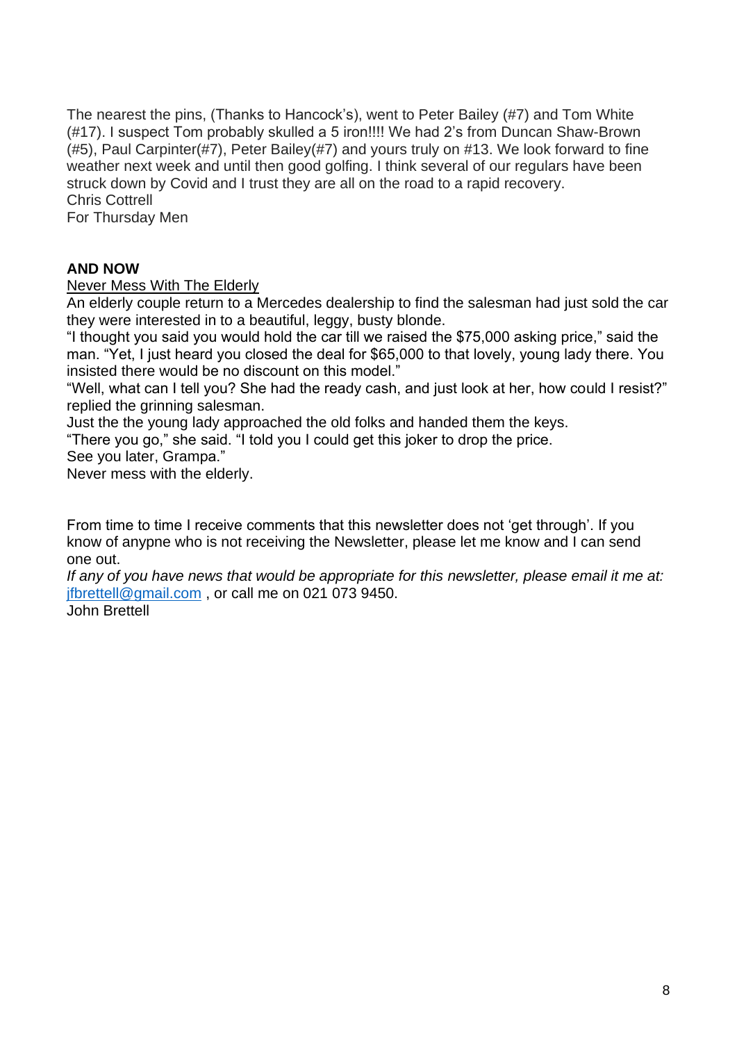The nearest the pins, (Thanks to Hancock's), went to Peter Bailey (#7) and Tom White (#17). I suspect Tom probably skulled a 5 iron!!!! We had 2's from Duncan Shaw-Brown (#5), Paul Carpinter(#7), Peter Bailey(#7) and yours truly on #13. We look forward to fine weather next week and until then good golfing. I think several of our regulars have been struck down by Covid and I trust they are all on the road to a rapid recovery.
Chris Cottrell
For Thursday Men

**AND NOW**

Never Mess With The Elderly

An elderly couple return to a Mercedes dealership to find the salesman had just sold the car they were interested in to a beautiful, leggy, busty blonde.

"I thought you said you would hold the car till we raised the $75,000 asking price," said the man. "Yet, I just heard you closed the deal for $65,000 to that lovely, young lady there. You insisted there would be no discount on this model."

"Well, what can I tell you? She had the ready cash, and just look at her, how could I resist?" replied the grinning salesman.

Just the the young lady approached the old folks and handed them the keys.

"There you go," she said. "I told you I could get this joker to drop the price.
See you later, Grampa."

Never mess with the elderly.

From time to time I receive comments that this newsletter does not 'get through'. If you know of anypne who is not receiving the Newsletter, please let me know and I can send one out.

*If any of you have news that would be appropriate for this newsletter, please email it me at:* jfbrettell@gmail.com , or call me on 021 073 9450.
John Brettell